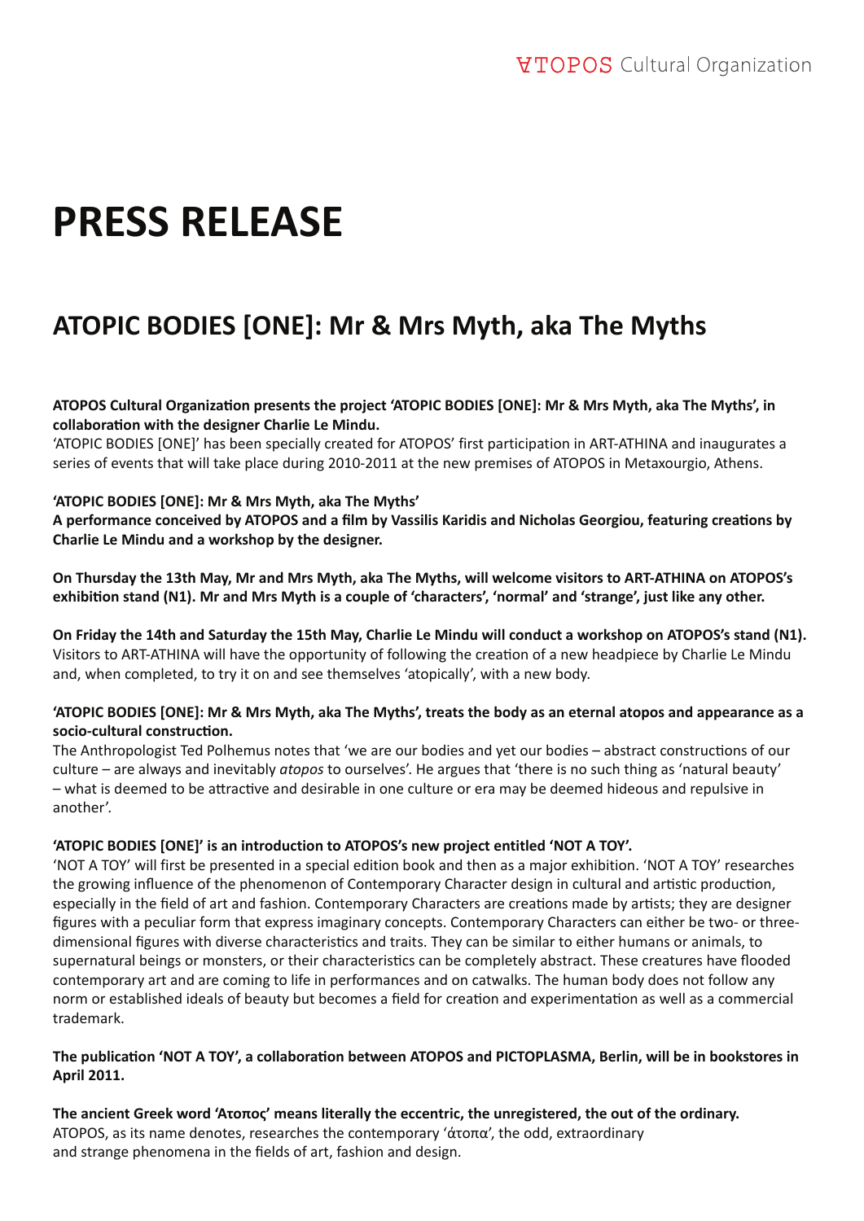ATOPOS Cultural Organization

# PRESS RELEASE

## ATOPIC BODIES [ONE]: Mr & Mrs Myth, aka The Myths

**ATOPOS Cultural Organization presents the project 'ATOPIC BODIES [ONE]: Mr & Mrs Myth, aka The Myths', in collaboration with the designer Charlie Le Mindu.**
'ATOPIC BODIES [ONE]' has been specially created for ATOPOS' first participation in ART-ATHINA and inaugurates a series of events that will take place during 2010-2011 at the new premises of ATOPOS in Metaxourgio, Athens.

**'ATOPIC BODIES [ONE]: Mr & Mrs Myth, aka The Myths'**
**A performance conceived by ATOPOS and a film by Vassilis Karidis and Nicholas Georgiou, featuring creations by Charlie Le Mindu and a workshop by the designer.**

**On Thursday the 13th May, Mr and Mrs Myth, aka The Myths, will welcome visitors to ART-ATHINA on ATOPOS's exhibition stand (N1). Mr and Mrs Myth is a couple of 'characters', 'normal' and 'strange', just like any other.**

**On Friday the 14th and Saturday the 15th May, Charlie Le Mindu will conduct a workshop on ATOPOS's stand (N1).** Visitors to ART-ATHINA will have the opportunity of following the creation of a new headpiece by Charlie Le Mindu and, when completed, to try it on and see themselves 'atopically', with a new body.

**'ATOPIC BODIES [ONE]: Mr & Mrs Myth, aka The Myths', treats the body as an eternal atopos and appearance as a socio-cultural construction.**
The Anthropologist Ted Polhemus notes that 'we are our bodies and yet our bodies – abstract constructions of our culture – are always and inevitably *atopos* to ourselves'. He argues that 'there is no such thing as 'natural beauty' – what is deemed to be attractive and desirable in one culture or era may be deemed hideous and repulsive in another'.

**'ATOPIC BODIES [ONE]' is an introduction to ATOPOS's new project entitled 'NOT A TOY'.**
'NOT A TOY' will first be presented in a special edition book and then as a major exhibition. 'NOT A TOY' researches the growing influence of the phenomenon of Contemporary Character design in cultural and artistic production, especially in the field of art and fashion. Contemporary Characters are creations made by artists; they are designer figures with a peculiar form that express imaginary concepts. Contemporary Characters can either be two- or three-dimensional figures with diverse characteristics and traits. They can be similar to either humans or animals, to supernatural beings or monsters, or their characteristics can be completely abstract. These creatures have flooded contemporary art and are coming to life in performances and on catwalks. The human body does not follow any norm or established ideals of beauty but becomes a field for creation and experimentation as well as a commercial trademark.

**The publication 'NOT A TOY', a collaboration between ATOPOS and PICTOPLASMA, Berlin, will be in bookstores in April 2011.**

**The ancient Greek word 'Ατοπος' means literally the eccentric, the unregistered, the out of the ordinary.**
ATOPOS, as its name denotes, researches the contemporary 'άτοπα', the odd, extraordinary and strange phenomena in the fields of art, fashion and design.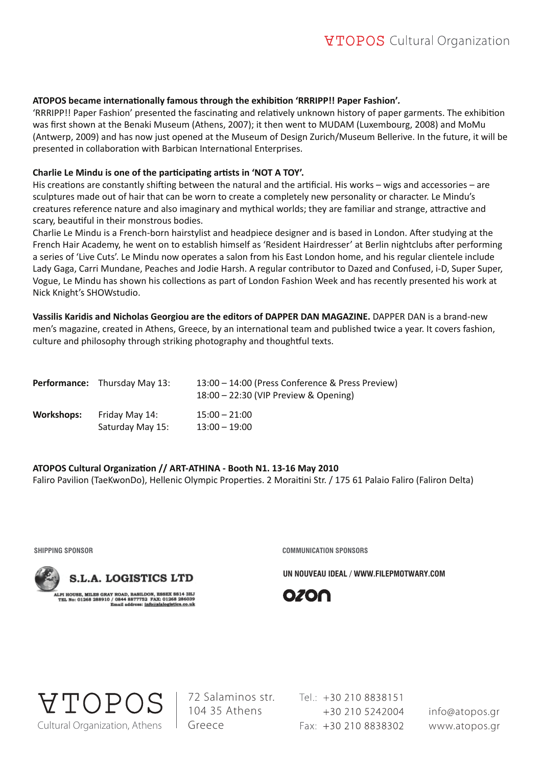**ATOPOS became internationally famous through the exhibition 'RRRIPP!! Paper Fashion'.**
'RRRIPP!! Paper Fashion' presented the fascinating and relatively unknown history of paper garments. The exhibition was first shown at the Benaki Museum (Athens, 2007); it then went to MUDAM (Luxembourg, 2008) and MoMu (Antwerp, 2009) and has now just opened at the Museum of Design Zurich/Museum Bellerive. In the future, it will be presented in collaboration with Barbican International Enterprises.

**Charlie Le Mindu is one of the participating artists in 'NOT A TOY'.**
His creations are constantly shifting between the natural and the artificial. His works – wigs and accessories – are sculptures made out of hair that can be worn to create a completely new personality or character. Le Mindu's creatures reference nature and also imaginary and mythical worlds; they are familiar and strange, attractive and scary, beautiful in their monstrous bodies.
Charlie Le Mindu is a French-born hairstylist and headpiece designer and is based in London. After studying at the French Hair Academy, he went on to establish himself as 'Resident Hairdresser' at Berlin nightclubs after performing a series of 'Live Cuts'. Le Mindu now operates a salon from his East London home, and his regular clientele include Lady Gaga, Carri Mundane, Peaches and Jodie Harsh. A regular contributor to Dazed and Confused, i-D, Super Super, Vogue, Le Mindu has shown his collections as part of London Fashion Week and has recently presented his work at Nick Knight's SHOWstudio.

**Vassilis Karidis and Nicholas Georgiou are the editors of DAPPER DAN MAGAZINE.** DAPPER DAN is a brand-new men's magazine, created in Athens, Greece, by an international team and published twice a year. It covers fashion, culture and philosophy through striking photography and thoughtful texts.

| | | |
|---|---|---|
| **Performance:** | Thursday May 13: | 13:00 – 14:00 (Press Conference & Press Preview)<br>18:00 – 22:30 (VIP Preview & Opening) |
| **Workshops:** | Friday May 14: | 15:00 – 21:00 |
| | Saturday May 15: | 13:00 – 19:00 |

**ATOPOS Cultural Organization // ART-ATHINA - Booth N1. 13-16 May 2010**
Faliro Pavilion (TaeKwonDo), Hellenic Olympic Properties. 2 Moraitini Str. / 175 61 Palaio Faliro (Faliron Delta)

SHIPPING SPONSOR

S.L.A. LOGISTICS LTD
ALPI HOUSE, MILES GRAY ROAD, BASILDON, ESSEX SS14 3HJ
TEL No: 01268 288910 / 0844 8877752 FAX: 01268 286039
Email address: info@slalogistics.co.uk

COMMUNICATION SPONSORS

UN NOUVEAU IDEAL / WWW.FILEPMOTWARY.COM

ozon

ATOPOS Cultural Organization, Athens
72 Salaminos str.
104 35 Athens
Greece

Tel.: +30 210 8838151
+30 210 5242004
Fax: +30 210 8838302

info@atopos.gr
www.atopos.gr